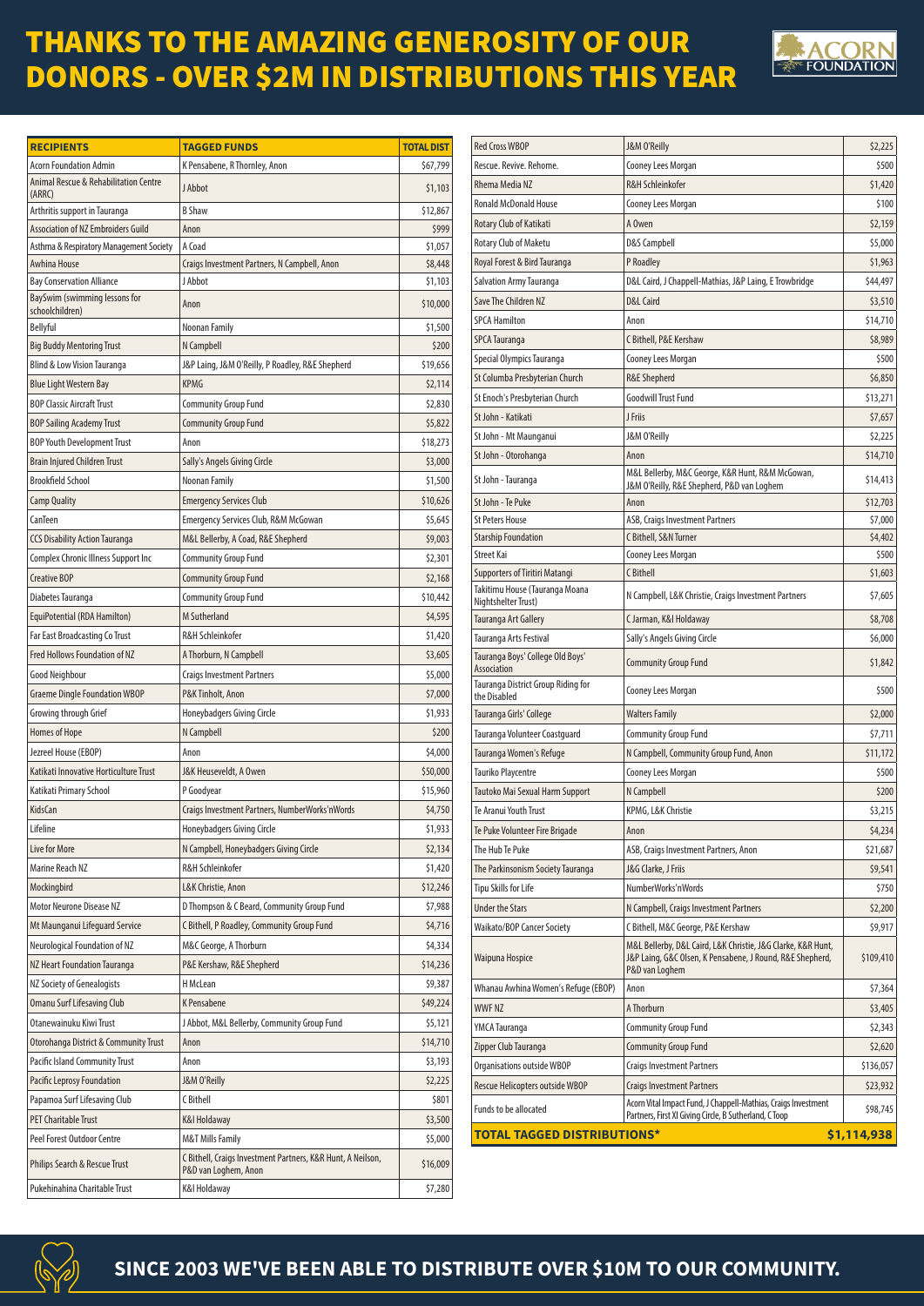# THANKS TO THE AMAZING GENEROSITY OF OUR DONORS - OVER $2M IN DISTRIBUTIONS THIS YEAR

| RECIPIENTS | TAGGED FUNDS | TOTAL DIST |
|---|---|---|
| Acorn Foundation Admin | K Pensabene, R Thornley, Anon | $67,799 |
| Animal Rescue & Rehabilitation Centre (ARRC) | J Abbot | $1,103 |
| Arthritis support in Tauranga | B Shaw | $12,867 |
| Association of NZ Embroiders Guild | Anon | $999 |
| Asthma & Respiratory Management Society | A Coad | $1,057 |
| Awhina House | Craigs Investment Partners, N Campbell, Anon | $8,448 |
| Bay Conservation Alliance | J Abbot | $1,103 |
| BaySwim (swimming lessons for schoolchildren) | Anon | $10,000 |
| Bellyful | Noonan Family | $1,500 |
| Big Buddy Mentoring Trust | N Campbell | $200 |
| Blind & Low Vision Tauranga | J&P Laing, J&M O'Reilly, P Roadley, R&E Shepherd | $19,656 |
| Blue Light Western Bay | KPMG | $2,114 |
| BOP Classic Aircraft Trust | Community Group Fund | $2,830 |
| BOP Sailing Academy Trust | Community Group Fund | $5,822 |
| BOP Youth Development Trust | Anon | $18,273 |
| Brain Injured Children Trust | Sally's Angels Giving Circle | $3,000 |
| Brookfield School | Noonan Family | $1,500 |
| Camp Quality | Emergency Services Club | $10,626 |
| CanTeen | Emergency Services Club, R&M McGowan | $5,645 |
| CCS Disability Action Tauranga | M&L Bellerby, A Coad, R&E Shepherd | $9,003 |
| Complex Chronic Illness Support Inc | Community Group Fund | $2,301 |
| Creative BOP | Community Group Fund | $2,168 |
| Diabetes Tauranga | Community Group Fund | $10,442 |
| EquiPotential (RDA Hamilton) | M Sutherland | $4,595 |
| Far East Broadcasting Co Trust | R&H Schleinkofer | $1,420 |
| Fred Hollows Foundation of NZ | A Thorburn, N Campbell | $3,605 |
| Good Neighbour | Craigs Investment Partners | $5,000 |
| Graeme Dingle Foundation WBOP | P&K Tinholt, Anon | $7,000 |
| Growing through Grief | Honeybadgers Giving Circle | $1,933 |
| Homes of Hope | N Campbell | $200 |
| Jezreel House (EBOP) | Anon | $4,000 |
| Katikati Innovative Horticulture Trust | J&K Heuseveldt, A Owen | $50,000 |
| Katikati Primary School | P Goodyear | $15,960 |
| KidsCan | Craigs Investment Partners, NumberWorks'nWords | $4,750 |
| Lifeline | Honeybadgers Giving Circle | $1,933 |
| Live for More | N Campbell, Honeybadgers Giving Circle | $2,134 |
| Marine Reach NZ | R&H Schleinkofer | $1,420 |
| Mockingbird | L&K Christie, Anon | $12,246 |
| Motor Neurone Disease NZ | D Thompson & C Beard, Community Group Fund | $7,988 |
| Mt Maunganui Lifeguard Service | C Bithell, P Roadley, Community Group Fund | $4,716 |
| Neurological Foundation of NZ | M&C George, A Thorburn | $4,334 |
| NZ Heart Foundation Tauranga | P&E Kershaw, R&E Shepherd | $14,236 |
| NZ Society of Genealogists | H McLean | $9,387 |
| Omanu Surf Lifesaving Club | K Pensabene | $49,224 |
| Otanewainuku Kiwi Trust | J Abbot, M&L Bellerby, Community Group Fund | $5,121 |
| Otorohanga District & Community Trust | Anon | $14,710 |
| Pacific Island Community Trust | Anon | $3,193 |
| Pacific Leprosy Foundation | J&M O'Reilly | $2,225 |
| Papamoa Surf Lifesaving Club | C Bithell | $801 |
| PET Charitable Trust | K&I Holdaway | $3,500 |
| Peel Forest Outdoor Centre | M&T Mills Family | $5,000 |
| Philips Search & Rescue Trust | C Bithell, Craigs Investment Partners, K&R Hunt, A Neilson, P&D van Loghem, Anon | $16,009 |
| Pukehinahina Charitable Trust | K&I Holdaway | $7,280 |
| Red Cross WBOP | J&M O'Reilly | $2,225 |
| Rescue. Revive. Rehome. | Cooney Lees Morgan | $500 |
| Rhema Media NZ | R&H Schleinkofer | $1,420 |
| Ronald McDonald House | Cooney Lees Morgan | $100 |
| Rotary Club of Katikati | A Owen | $2,159 |
| Rotary Club of Maketu | D&S Campbell | $5,000 |
| Royal Forest & Bird Tauranga | P Roadley | $1,963 |
| Salvation Army Tauranga | D&L Caird, J Chappell-Mathias, J&P Laing, E Trowbridge | $44,497 |
| Save The Children NZ | D&L Caird | $3,510 |
| SPCA Hamilton | Anon | $14,710 |
| SPCA Tauranga | C Bithell, P&E Kershaw | $8,989 |
| Special Olympics Tauranga | Cooney Lees Morgan | $500 |
| St Columba Presbyterian Church | R&E Shepherd | $6,850 |
| St Enoch's Presbyterian Church | Goodwill Trust Fund | $13,271 |
| St John - Katikati | J Friis | $7,657 |
| St John - Mt Maunganui | J&M O'Reilly | $2,225 |
| St John - Otorohanga | Anon | $14,710 |
| St John - Tauranga | M&L Bellerby, M&C George, K&R Hunt, R&M McGowan, J&M O'Reilly, R&E Shepherd, P&D van Loghem | $14,413 |
| St John - Te Puke | Anon | $12,703 |
| St Peters House | ASB, Craigs Investment Partners | $7,000 |
| Starship Foundation | C Bithell, S&N Turner | $4,402 |
| Street Kai | Cooney Lees Morgan | $500 |
| Supporters of Tiritiri Matangi | C Bithell | $1,603 |
| Takitimu House (Tauranga Moana Nightshelter Trust) | N Campbell, L&K Christie, Craigs Investment Partners | $7,605 |
| Tauranga Art Gallery | C Jarman, K&I Holdaway | $8,708 |
| Tauranga Arts Festival | Sally's Angels Giving Circle | $6,000 |
| Tauranga Boys' College Old Boys' Association | Community Group Fund | $1,842 |
| Tauranga District Group Riding for the Disabled | Cooney Lees Morgan | $500 |
| Tauranga Girls' College | Walters Family | $2,000 |
| Tauranga Volunteer Coastguard | Community Group Fund | $7,711 |
| Tauranga Women's Refuge | N Campbell, Community Group Fund, Anon | $11,172 |
| Tauriko Playcentre | Cooney Lees Morgan | $500 |
| Tautoko Mai Sexual Harm Support | N Campbell | $200 |
| Te Aranui Youth Trust | KPMG, L&K Christie | $3,215 |
| Te Puke Volunteer Fire Brigade | Anon | $4,234 |
| The Hub Te Puke | ASB, Craigs Investment Partners, Anon | $21,687 |
| The Parkinsonism Society Tauranga | J&G Clarke, J Friis | $9,541 |
| Tipu Skills for Life | NumberWorks'nWords | $750 |
| Under the Stars | N Campbell, Craigs Investment Partners | $2,200 |
| Waikato/BOP Cancer Society | C Bithell, M&C George, P&E Kershaw | $9,917 |
| Waipuna Hospice | M&L Bellerby, D&L Caird, L&K Christie, J&G Clarke, K&R Hunt, J&P Laing, G&C Olsen, K Pensabene, J Round, R&E Shepherd, P&D van Loghem | $109,410 |
| Whanau Awhina Women's Refuge (EBOP) | Anon | $7,364 |
| WWF NZ | A Thorburn | $3,405 |
| YMCA Tauranga | Community Group Fund | $2,343 |
| Zipper Club Tauranga | Community Group Fund | $2,620 |
| Organisations outside WBOP | Craigs Investment Partners | $136,057 |
| Rescue Helicopters outside WBOP | Craigs Investment Partners | $23,932 |
| Funds to be allocated | Acorn Vital Impact Fund, J Chappell-Mathias, Craigs Investment Partners, First XI Giving Circle, B Sutherland, C Toop | $98,745 |
| **TOTAL TAGGED DISTRIBUTIONS*** | | **$1,114,938** |

**SINCE 2003 WE'VE BEEN ABLE TO DISTRIBUTE OVER $10M TO OUR COMMUNITY.**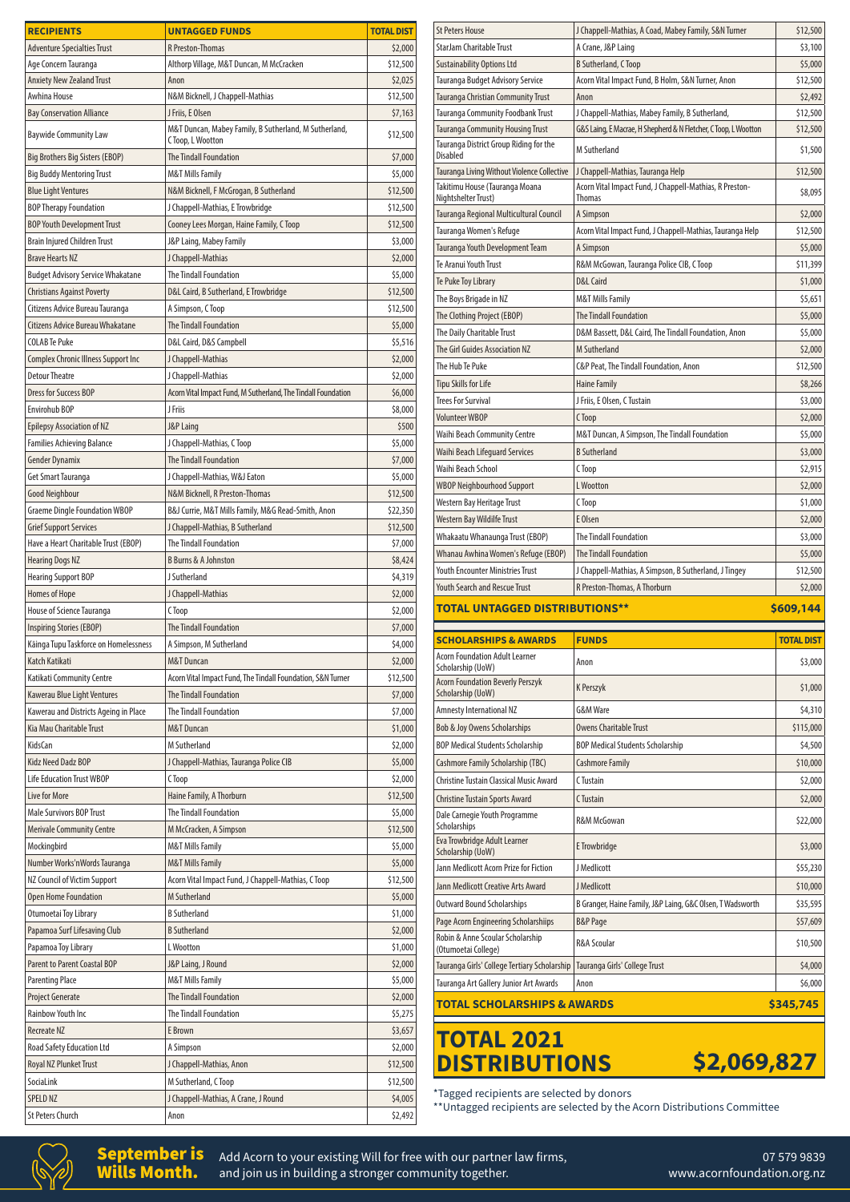| RECIPIENTS | UNTAGGED FUNDS | TOTAL DIST |
|---|---|---|
| Adventure Specialties Trust | R Preston-Thomas | $2,000 |
| Age Concern Tauranga | Althorp Village, M&T Duncan, M McCracken | $12,500 |
| Anxiety New Zealand Trust | Anon | $2,025 |
| Awhina House | N&M Bicknell, J Chappell-Mathias | $12,500 |
| Bay Conservation Alliance | J Friis, E Olsen | $7,163 |
| Baywide Community Law | M&T Duncan, Mabey Family, B Sutherland, M Sutherland, C Toop, L Wootton | $12,500 |
| Big Brothers Big Sisters (EBOP) | The Tindall Foundation | $7,000 |
| Big Buddy Mentoring Trust | M&T Mills Family | $5,000 |
| Blue Light Ventures | N&M Bicknell, F McGrogan, B Sutherland | $12,500 |
| BOP Therapy Foundation | J Chappell-Mathias, E Trowbridge | $12,500 |
| BOP Youth Development Trust | Cooney Lees Morgan, Haine Family, C Toop | $12,500 |
| Brain Injured Children Trust | J&P Laing, Mabey Family | $3,000 |
| Brave Hearts NZ | J Chappell-Mathias | $2,000 |
| Budget Advisory Service Whakatane | The Tindall Foundation | $5,000 |
| Christians Against Poverty | D&L Caird, B Sutherland, E Trowbridge | $12,500 |
| Citizens Advice Bureau Tauranga | A Simpson, C Toop | $12,500 |
| Citizens Advice Bureau Whakatane | The Tindall Foundation | $5,000 |
| COLAB Te Puke | D&L Caird, D&S Campbell | $5,516 |
| Complex Chronic Illness Support Inc | J Chappell-Mathias | $2,000 |
| Detour Theatre | J Chappell-Mathias | $2,000 |
| Dress for Success BOP | Acorn Vital Impact Fund, M Sutherland, The Tindall Foundation | $6,000 |
| Envirohub BOP | J Friis | $8,000 |
| Epilepsy Association of NZ | J&P Laing | $500 |
| Families Achieving Balance | J Chappell-Mathias, C Toop | $5,000 |
| Gender Dynamix | The Tindall Foundation | $7,000 |
| Get Smart Tauranga | J Chappell-Mathias, W&J Eaton | $5,000 |
| Good Neighbour | N&M Bicknell, R Preston-Thomas | $12,500 |
| Graeme Dingle Foundation WBOP | B&J Currie, M&T Mills Family, M&G Read-Smith, Anon | $22,350 |
| Grief Support Services | J Chappell-Mathias, B Sutherland | $12,500 |
| Have a Heart Charitable Trust (EBOP) | The Tindall Foundation | $7,000 |
| Hearing Dogs NZ | B Burns & A Johnston | $8,424 |
| Hearing Support BOP | J Sutherland | $4,319 |
| Homes of Hope | J Chappell-Mathias | $2,000 |
| House of Science Tauranga | C Toop | $2,000 |
| Inspiring Stories (EBOP) | The Tindall Foundation | $7,000 |
| Kāinga Tupu Taskforce on Homelessness | A Simpson, M Sutherland | $4,000 |
| Katch Katikati | M&T Duncan | $2,000 |
| Katikati Community Centre | Acorn Vital Impact Fund, The Tindall Foundation, S&N Turner | $12,500 |
| Kawerau Blue Light Ventures | The Tindall Foundation | $7,000 |
| Kawerau and Districts Ageing in Place | The Tindall Foundation | $7,000 |
| Kia Mau Charitable Trust | M&T Duncan | $1,000 |
| KidsCan | M Sutherland | $2,000 |
| Kidz Need Dadz BOP | J Chappell-Mathias, Tauranga Police CIB | $5,000 |
| Life Education Trust WBOP | C Toop | $2,000 |
| Live for More | Haine Family, A Thorburn | $12,500 |
| Male Survivors BOP Trust | The Tindall Foundation | $5,000 |
| Merivale Community Centre | M McCracken, A Simpson | $12,500 |
| Mockingbird | M&T Mills Family | $5,000 |
| Number Works'nWords Tauranga | M&T Mills Family | $5,000 |
| NZ Council of Victim Support | Acorn Vital Impact Fund, J Chappell-Mathias, C Toop | $12,500 |
| Open Home Foundation | M Sutherland | $5,000 |
| Otumoetai Toy Library | B Sutherland | $1,000 |
| Papamoa Surf Lifesaving Club | B Sutherland | $2,000 |
| Papamoa Toy Library | L Wootton | $1,000 |
| Parent to Parent Coastal BOP | J&P Laing, J Round | $2,000 |
| Parenting Place | M&T Mills Family | $5,000 |
| Project Generate | The Tindall Foundation | $2,000 |
| Rainbow Youth Inc | The Tindall Foundation | $5,275 |
| Recreate NZ | E Brown | $3,657 |
| Road Safety Education Ltd | A Simpson | $2,000 |
| Royal NZ Plunket Trust | J Chappell-Mathias, Anon | $12,500 |
| SociaLink | M Sutherland, C Toop | $12,500 |
| SPELD NZ | J Chappell-Mathias, A Crane, J Round | $4,005 |
| St Peters Church | Anon | $2,492 |
| St Peters House | J Chappell-Mathias, A Coad, Mabey Family, S&N Turner | $12,500 |
| StarJam Charitable Trust | A Crane, J&P Laing | $3,100 |
| Sustainability Options Ltd | B Sutherland, C Toop | $5,000 |
| Tauranga Budget Advisory Service | Acorn Vital Impact Fund, B Holm, S&N Turner, Anon | $12,500 |
| Tauranga Christian Community Trust | Anon | $2,492 |
| Tauranga Community Foodbank Trust | J Chappell-Mathias, Mabey Family, B Sutherland, | $12,500 |
| Tauranga Community Housing Trust | G&S Laing, E Macrae, H Shepherd & N Fletcher, C Toop, L Wootton | $12,500 |
| Tauranga District Group Riding for the Disabled | M Sutherland | $1,500 |
| Tauranga Living Without Violence Collective | J Chappell-Mathias, Tauranga Help | $12,500 |
| Takitimu House (Tauranga Moana Nightshelter Trust) | Acorn Vital Impact Fund, J Chappell-Mathias, R Preston-Thomas | $8,095 |
| Tauranga Regional Multicultural Council | A Simpson | $2,000 |
| Tauranga Women's Refuge | Acorn Vital Impact Fund, J Chappell-Mathias, Tauranga Help | $12,500 |
| Tauranga Youth Development Team | A Simpson | $5,000 |
| Te Aranui Youth Trust | R&M McGowan, Tauranga Police CIB, C Toop | $11,399 |
| Te Puke Toy Library | D&L Caird | $1,000 |
| The Boys Brigade in NZ | M&T Mills Family | $5,651 |
| The Clothing Project (EBOP) | The Tindall Foundation | $5,000 |
| The Daily Charitable Trust | D&M Bassett, D&L Caird, The Tindall Foundation, Anon | $5,000 |
| The Girl Guides Association NZ | M Sutherland | $2,000 |
| The Hub Te Puke | C&P Peat, The Tindall Foundation, Anon | $12,500 |
| Tipu Skills for Life | Haine Family | $8,266 |
| Trees For Survival | J Friis, E Olsen, C Tustain | $3,000 |
| Volunteer WBOP | C Toop | $2,000 |
| Waihi Beach Community Centre | M&T Duncan, A Simpson, The Tindall Foundation | $5,000 |
| Waihi Beach Lifeguard Services | B Sutherland | $3,000 |
| Waihi Beach School | C Toop | $2,915 |
| WBOP Neighbourhood Support | L Wootton | $2,000 |
| Western Bay Heritage Trust | C Toop | $1,000 |
| Western Bay Wildlife Trust | E Olsen | $2,000 |
| Whakaatu Whanaunga Trust (EBOP) | The Tindall Foundation | $3,000 |
| Whanau Awhina Women's Refuge (EBOP) | The Tindall Foundation | $5,000 |
| Youth Encounter Ministries Trust | J Chappell-Mathias, A Simpson, B Sutherland, J Tingey | $12,500 |
| Youth Search and Rescue Trust | R Preston-Thomas, A Thorburn | $2,000 |
| **TOTAL UNTAGGED DISTRIBUTIONS**\*\* | | **$609,144** |

| SCHOLARSHIPS & AWARDS | FUNDS | TOTAL DIST |
|---|---|---|
| Acorn Foundation Adult Learner Scholarship (UoW) | Anon | $3,000 |
| Acorn Foundation Beverly Perszyk Scholarship (UoW) | K Perszyk | $1,000 |
| Amnesty International NZ | G&M Ware | $4,310 |
| Bob & Joy Owens Scholarships | Owens Charitable Trust | $115,000 |
| BOP Medical Students Scholarship | BOP Medical Students Scholarship | $4,500 |
| Cashmore Family Scholarship (TBC) | Cashmore Family | $10,000 |
| Christine Tustain Classical Music Award | C Tustain | $2,000 |
| Christine Tustain Sports Award | C Tustain | $2,000 |
| Dale Carnegie Youth Programme Scholarships | R&M McGowan | $22,000 |
| Eva Trowbridge Adult Learner Scholarship (UoW) | E Trowbridge | $3,000 |
| Jann Medlicott Acorn Prize for Fiction | J Medlicott | $55,230 |
| Jann Medlicott Creative Arts Award | J Medlicott | $10,000 |
| Outward Bound Scholarships | B Granger, Haine Family, J&P Laing, G&C Olsen, T Wadsworth | $35,595 |
| Page Acorn Engineering Scholarshiips | B&P Page | $57,609 |
| Robin & Anne Scoular Scholarship (Otumoetai College) | R&A Scoular | $10,500 |
| Tauranga Girls' College Tertiary Scholarship | Tauranga Girls' College Trust | $4,000 |
| Tauranga Art Gallery Junior Art Awards | Anon | $6,000 |
| **TOTAL SCHOLARSHIPS & AWARDS** | | **$345,745** |

# TOTAL 2021 DISTRIBUTIONS **$2,069,827**

\*Tagged recipients are selected by donors
\*\*Untagged recipients are selected by the Acorn Distributions Committee

**September is Wills Month.** Add Acorn to your existing Will for free with our partner law firms, and join us in building a stronger community together.

07 579 9839
www.acornfoundation.org.nz